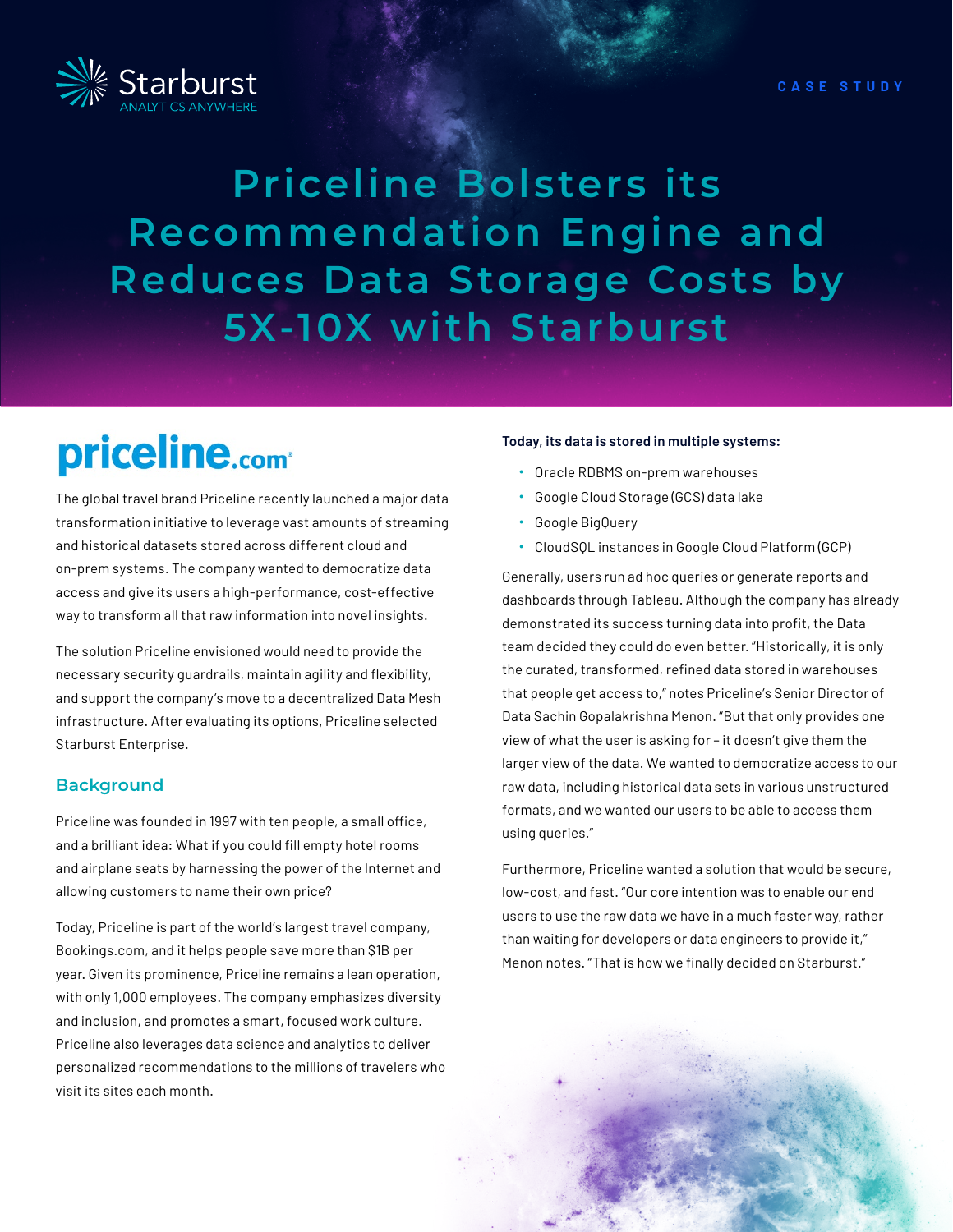Starburst
ANALYTICS ANYWHERE

CASE STUDY

# Priceline Bolsters its Recommendation Engine and Reduces Data Storage Costs by 5X-10X with Starburst

priceline.com

The global travel brand Priceline recently launched a major data transformation initiative to leverage vast amounts of streaming and historical datasets stored across different cloud and on-prem systems. The company wanted to democratize data access and give its users a high-performance, cost-effective way to transform all that raw information into novel insights.

The solution Priceline envisioned would need to provide the necessary security guardrails, maintain agility and flexibility, and support the company's move to a decentralized Data Mesh infrastructure. After evaluating its options, Priceline selected Starburst Enterprise.

## Background

Priceline was founded in 1997 with ten people, a small office, and a brilliant idea: What if you could fill empty hotel rooms and airplane seats by harnessing the power of the Internet and allowing customers to name their own price?

Today, Priceline is part of the world's largest travel company, Bookings.com, and it helps people save more than $1B per year. Given its prominence, Priceline remains a lean operation, with only 1,000 employees. The company emphasizes diversity and inclusion, and promotes a smart, focused work culture. Priceline also leverages data science and analytics to deliver personalized recommendations to the millions of travelers who visit its sites each month.

**Today, its data is stored in multiple systems:**

- Oracle RDBMS on-prem warehouses
- Google Cloud Storage (GCS) data lake
- Google BigQuery
- CloudSQL instances in Google Cloud Platform (GCP)

Generally, users run ad hoc queries or generate reports and dashboards through Tableau. Although the company has already demonstrated its success turning data into profit, the Data team decided they could do even better. "Historically, it is only the curated, transformed, refined data stored in warehouses that people get access to," notes Priceline's Senior Director of Data Sachin Gopalakrishna Menon. "But that only provides one view of what the user is asking for – it doesn't give them the larger view of the data. We wanted to democratize access to our raw data, including historical data sets in various unstructured formats, and we wanted our users to be able to access them using queries."

Furthermore, Priceline wanted a solution that would be secure, low-cost, and fast. "Our core intention was to enable our end users to use the raw data we have in a much faster way, rather than waiting for developers or data engineers to provide it," Menon notes. "That is how we finally decided on Starburst."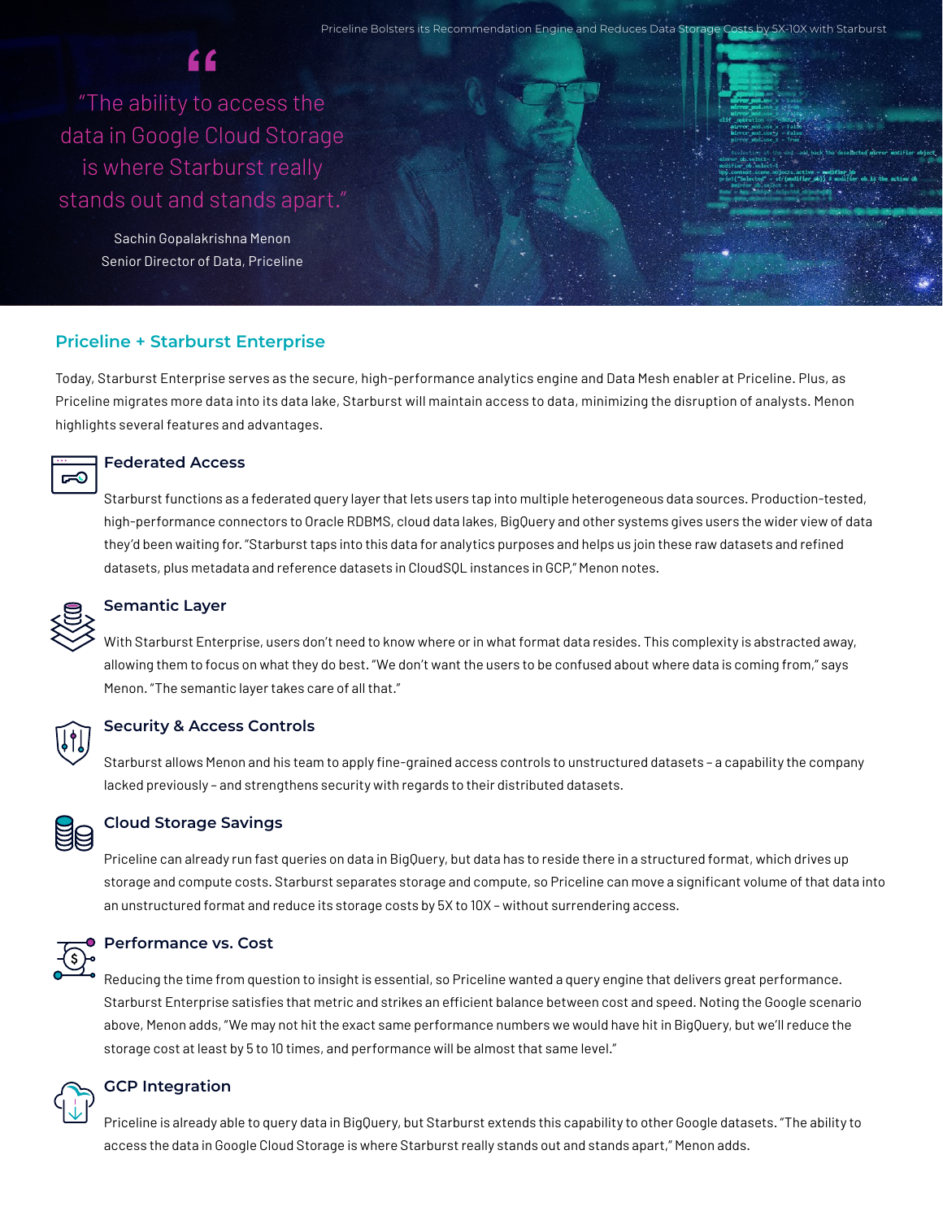> "The ability to access the data in Google Cloud Storage is where Starburst really stands out and stands apart."
>
> Sachin Gopalakrishna Menon
> Senior Director of Data, Priceline

## Priceline + Starburst Enterprise

Today, Starburst Enterprise serves as the secure, high-performance analytics engine and Data Mesh enabler at Priceline. Plus, as Priceline migrates more data into its data lake, Starburst will maintain access to data, minimizing the disruption of analysts. Menon highlights several features and advantages.

### Federated Access

Starburst functions as a federated query layer that lets users tap into multiple heterogeneous data sources. Production-tested, high-performance connectors to Oracle RDBMS, cloud data lakes, BigQuery and other systems gives users the wider view of data they'd been waiting for. "Starburst taps into this data for analytics purposes and helps us join these raw datasets and refined datasets, plus metadata and reference datasets in CloudSQL instances in GCP," Menon notes.

### Semantic Layer

With Starburst Enterprise, users don't need to know where or in what format data resides. This complexity is abstracted away, allowing them to focus on what they do best. "We don't want the users to be confused about where data is coming from," says Menon. "The semantic layer takes care of all that."

### Security & Access Controls

Starburst allows Menon and his team to apply fine-grained access controls to unstructured datasets – a capability the company lacked previously – and strengthens security with regards to their distributed datasets.

### Cloud Storage Savings

Priceline can already run fast queries on data in BigQuery, but data has to reside there in a structured format, which drives up storage and compute costs. Starburst separates storage and compute, so Priceline can move a significant volume of that data into an unstructured format and reduce its storage costs by 5X to 10X – without surrendering access.

### Performance vs. Cost

Reducing the time from question to insight is essential, so Priceline wanted a query engine that delivers great performance. Starburst Enterprise satisfies that metric and strikes an efficient balance between cost and speed. Noting the Google scenario above, Menon adds, "We may not hit the exact same performance numbers we would have hit in BigQuery, but we'll reduce the storage cost at least by 5 to 10 times, and performance will be almost that same level."

### GCP Integration

Priceline is already able to query data in BigQuery, but Starburst extends this capability to other Google datasets. "The ability to access the data in Google Cloud Storage is where Starburst really stands out and stands apart," Menon adds.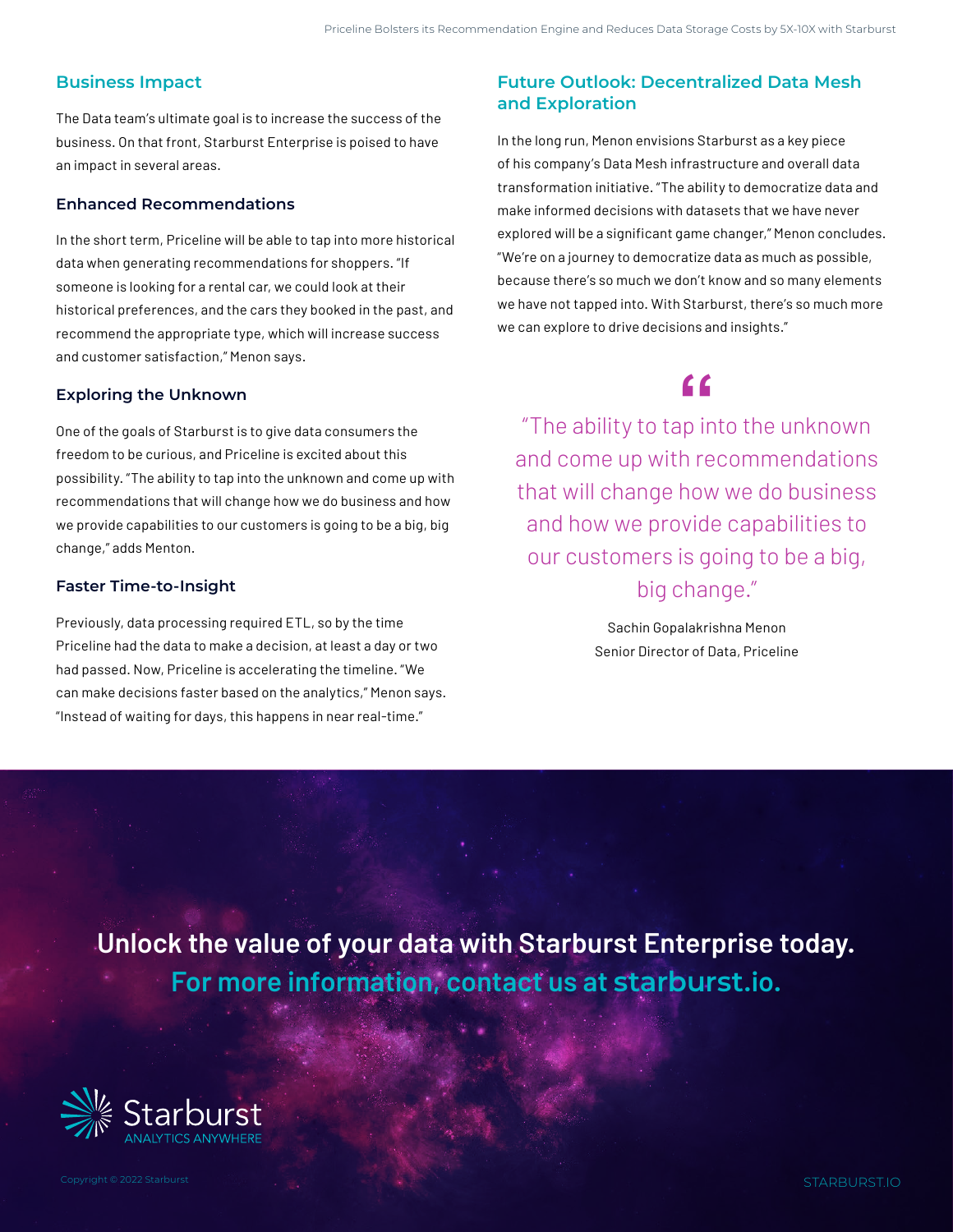## Business Impact

The Data team's ultimate goal is to increase the success of the business. On that front, Starburst Enterprise is poised to have an impact in several areas.

### Enhanced Recommendations

In the short term, Priceline will be able to tap into more historical data when generating recommendations for shoppers. "If someone is looking for a rental car, we could look at their historical preferences, and the cars they booked in the past, and recommend the appropriate type, which will increase success and customer satisfaction," Menon says.

### Exploring the Unknown

One of the goals of Starburst is to give data consumers the freedom to be curious, and Priceline is excited about this possibility. "The ability to tap into the unknown and come up with recommendations that will change how we do business and how we provide capabilities to our customers is going to be a big, big change," adds Menton.

### Faster Time-to-Insight

Previously, data processing required ETL, so by the time Priceline had the data to make a decision, at least a day or two had passed. Now, Priceline is accelerating the timeline. "We can make decisions faster based on the analytics," Menon says. "Instead of waiting for days, this happens in near real-time."

## Future Outlook: Decentralized Data Mesh and Exploration

In the long run, Menon envisions Starburst as a key piece of his company's Data Mesh infrastructure and overall data transformation initiative. "The ability to democratize data and make informed decisions with datasets that we have never explored will be a significant game changer," Menon concludes. "We're on a journey to democratize data as much as possible, because there's so much we don't know and so many elements we have not tapped into. With Starburst, there's so much more we can explore to drive decisions and insights."

> "The ability to tap into the unknown and come up with recommendations that will change how we do business and how we provide capabilities to our customers is going to be a big, big change."
>
> Sachin Gopalakrishna Menon
> Senior Director of Data, Priceline

**Unlock the value of your data with Starburst Enterprise today.**
**For more information, contact us at starburst.io.**

Starburst
ANALYTICS ANYWHERE

Copyright © 2022 Starburst

STARBURST.IO